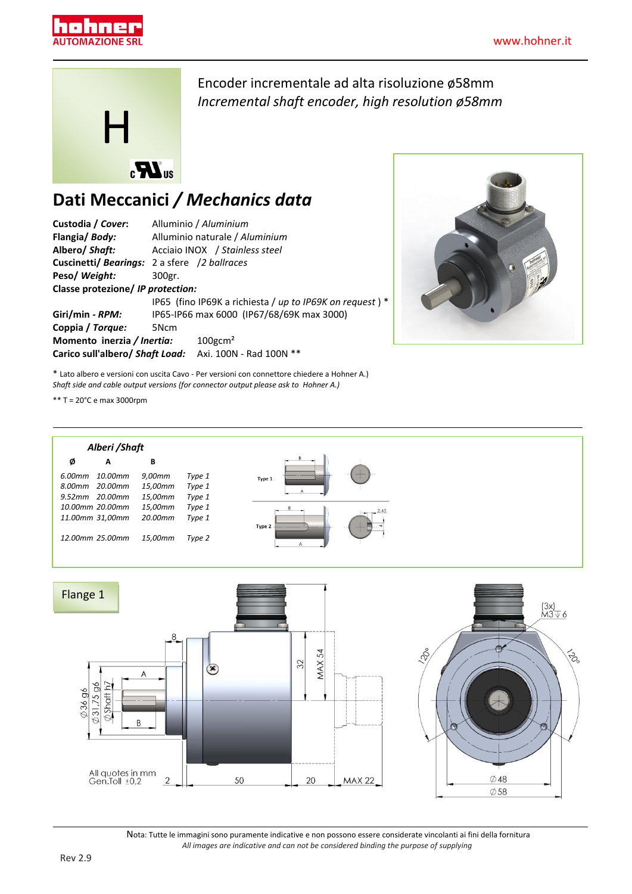hohner AUTOMAZIONE SRL

www.hohner.it

# H

Encoder incrementale ad alta risoluzione ø58mm
*Incremental shaft encoder, high resolution ø58mm*

## Dati Meccanici / *Mechanics data*

**Custodia / *Cover*:** Alluminio / *Aluminium*
**Flangia/ *Body:*** Alluminio naturale / *Aluminium*
**Albero/ *Shaft:*** Acciaio INOX / *Stainless steel*
**Cuscinetti/ *Bearings:*** 2 a sfere /*2 ballraces*
**Peso/ *Weight:*** 300gr.
**Classe protezione/ *IP protection:***
IP65 (fino IP69K a richiesta / *up to IP69K on request* ) *
**Giri/min - *RPM:*** IP65-IP66 max 6000 (IP67/68/69K max 3000)
**Coppia / *Torque:*** 5Ncm
**Momento inerzia / *Inertia:*** 100gcm²
**Carico sull'albero/ *Shaft Load:*** Axi. 100N - Rad 100N **

\* Lato albero e versioni con uscita Cavo - Per versioni con connettore chiedere a Hohner A.)
*Shaft side and cable output versions (for connector output please ask to Hohner A.)*

** T = 20°C e max 3000rpm

### *Alberi /Shaft*

| Ø | A | B | |
|---|---|---|---|
| 6.00mm | 10.00mm | 9,00mm | Type 1 |
| 8.00mm | 20.00mm | 15,00mm | Type 1 |
| 9.52mm | 20.00mm | 15,00mm | Type 1 |
| 10.00mm | 20.00mm | 15,00mm | Type 1 |
| 11.00mm | 31,00mm | 20.00mm | Type 1 |
| 12.00mm | 25.00mm | 15,00mm | Type 2 |

Type 1
Type 2

### Flange 1

All quotes in mm
Gen.Toll ±0,2

Nota: Tutte le immagini sono puramente indicative e non possono essere considerate vincolanti ai fini della fornitura
*All images are indicative and can not be considered binding the purpose of supplying*

Rev 2.9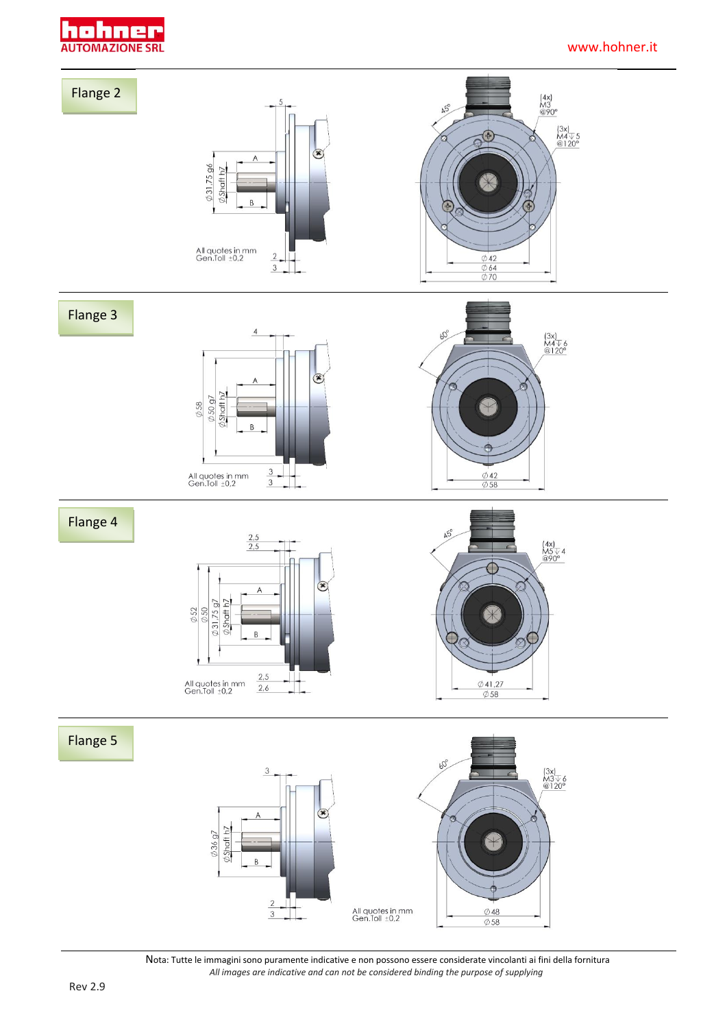## Flange 2

5

A

B

Ø31,75 g6

Ø Shaft h7

All quotes in mm
Gen.Toll ±0,2

2

3

45°

(4x)
M3
@90°

(3x)
M4 ↓ 5
@120°

Ø 42

Ø 64

Ø 70

## Flange 3

4

A

B

Ø 58

Ø 50 g7

Ø Shaft h7

All quotes in mm
Gen.Toll ±0,2

3

3

60°

(3x)
M4 ↓ 6
@120°

Ø 42

Ø 58

## Flange 4

2,5

2,5

A

B

Ø 52

Ø 50

Ø 31,75 g7

Ø Shaft h7

All quotes in mm
Gen.Toll ±0,2

2,5

2,6

45°

(4x)
M5 ↓ 4
@90°

Ø 41,27

Ø 58

## Flange 5

3

A

B

Ø 36 g7

Ø Shaft h7

2

3

All quotes in mm
Gen.Toll ±0,2

60°

(3x)
M3 ↓ 6
@120°

Ø 48

Ø 58

Nota: Tutte le immagini sono puramente indicative e non possono essere considerate vincolanti ai fini della fornitura
*All images are indicative and can not be considered binding the purpose of supplying*

Rev 2.9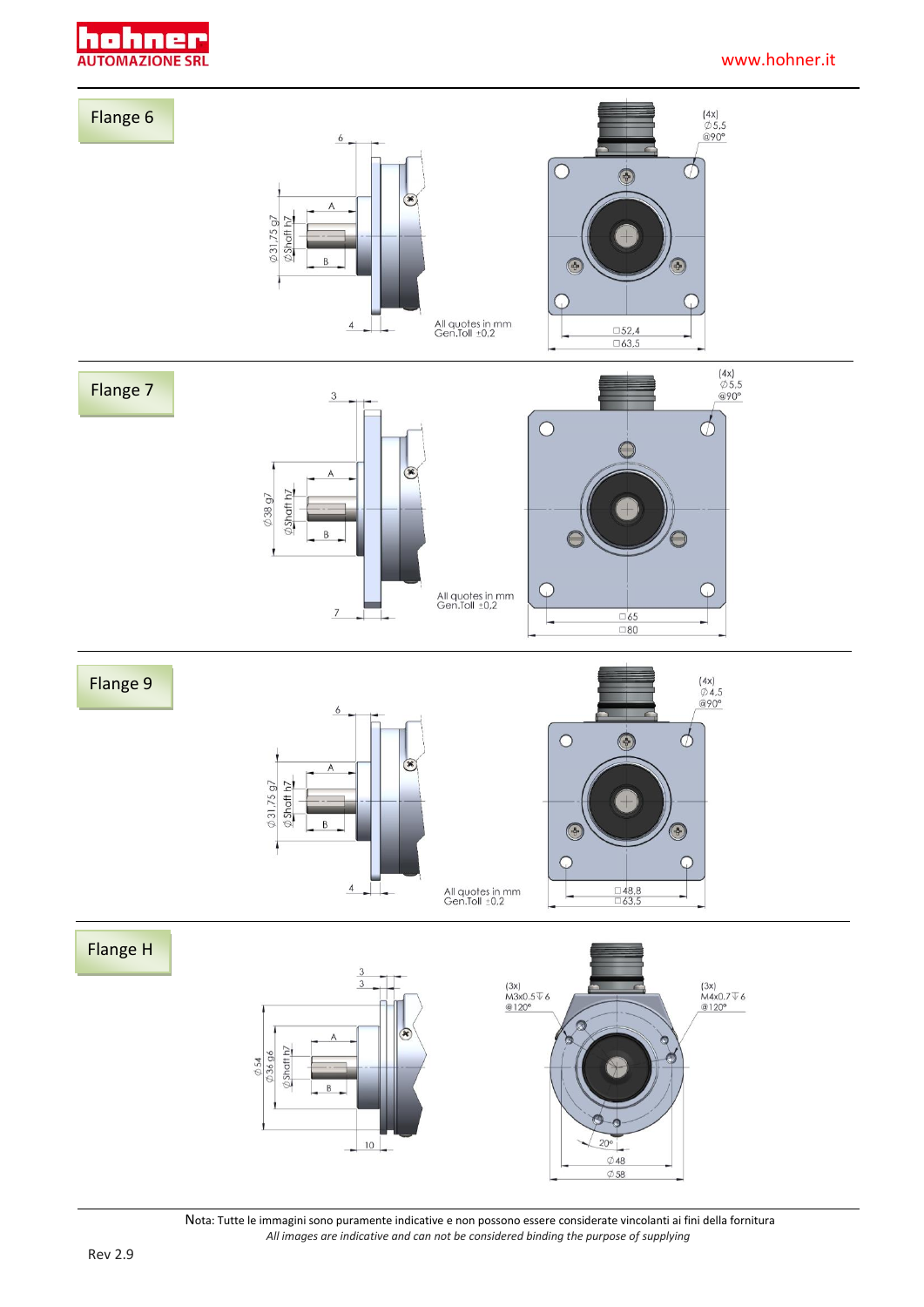## Flange 6

(4x) ∅5,5 @90°

6

A

B

∅31,75 g7

∅Shaft h7

4

All quotes in mm
Gen.Toll ±0,2

□52,4
□63,5

## Flange 7

(4x) ∅5,5 @90°

3

A

B

∅38 g7

∅Shaft h7

7

All quotes in mm
Gen.Toll ±0,2

□65
□80

## Flange 9

(4x) ∅4,5 @90°

6

A

B

∅31,75 g7

∅Shaft h7

4

All quotes in mm
Gen.Toll ±0,2

□48,8
□63,5

## Flange H

3
3

A

B

∅54
∅36 g6
∅Shaft h7

10

(3x) M3x0.5 ⊽ 6 @120°

(3x) M4x0.7 ⊽ 6 @120°

20°

∅48
∅58

Nota: Tutte le immagini sono puramente indicative e non possono essere considerate vincolanti ai fini della fornitura
*All images are indicative and can not be considered binding the purpose of supplying*

Rev 2.9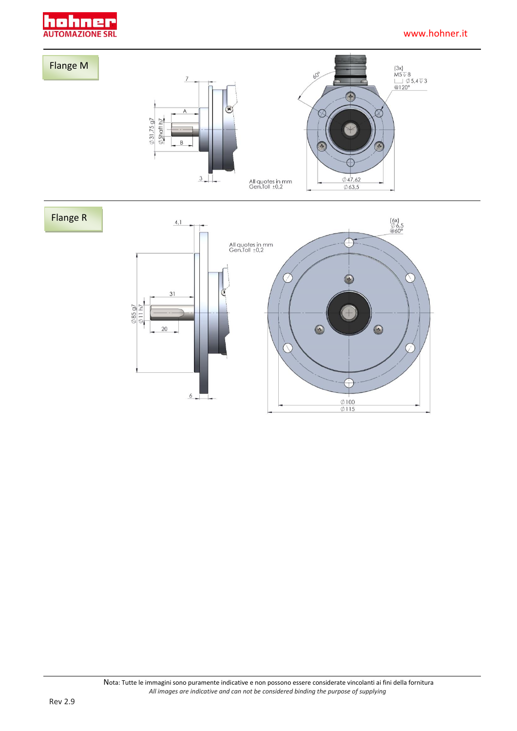## Flange M

7

A

B

3

∅31,75 g7

∅Shaft h7

60°

(3x)
M5 ⊽ 8
⌴ ∅5,4 ⊽ 3
@120°

All quotes in mm
Gen.Toll ±0,2

∅47,62
∅63,5

## Flange R

4,1

31

20

6

∅85 g7

∅11 h7

All quotes in mm
Gen.Toll ±0,2

(6x)
∅6,5
@60°

∅100
∅115

Nota: Tutte le immagini sono puramente indicative e non possono essere considerate vincolanti ai fini della fornitura
*All images are indicative and can not be considered binding the purpose of supplying*

Rev 2.9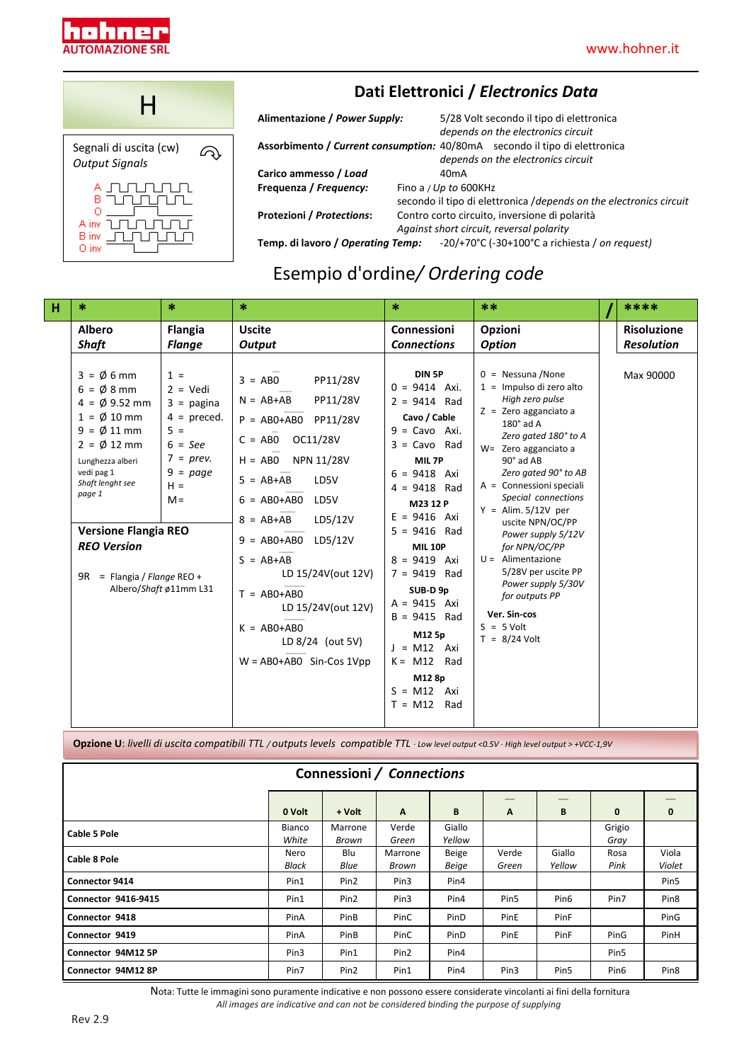hohner AUTOMAZIONE SRL

www.hohner.it

# H

Segnali di uscita (cw)
*Output Signals*

A
B
O
A inv
B inv
O inv

## Dati Elettronici / *Electronics Data*

| | |
|---|---|
| **Alimentazione / *Power Supply:*** | 5/28 Volt secondo il tipo di elettronica *depends on the electronics circuit* |
| **Assorbimento / *Current consumption:*** | 40/80mA secondo il tipo di elettronica *depends on the electronics circuit* |
| **Carico ammesso / *Load*** | 40mA |
| **Frequenza / *Frequency:*** | Fino a / *Up to* 600KHz secondo il tipo di elettronica /*depends on the electronics circuit* |
| **Protezioni / *Protections:*** | Contro corto circuito, inversione di polarità *Against short circuit, reversal polarity* |
| **Temp. di lavoro / *Operating Temp:*** | -20/+70°C (-30+100°C a richiesta / *on request)* |

## Esempio d'ordine/ *Ordering code*

| H | * | * | * | * | ** | / | **** |
|---|---|---|---|---|---|---|---|
| | **Albero** *Shaft* | **Flangia** *Flange* | **Uscite** *Output* | **Connessioni** *Connections* | **Opzioni** *Option* | | **Risoluzione** *Resolution* |
| | 3 = Ø 6 mm<br>6 = Ø 8 mm<br>4 = Ø 9.52 mm<br>1 = Ø 10 mm<br>9 = Ø 11 mm<br>2 = Ø 12 mm<br>Lunghezza alberi vedi pag 1<br>*Shaft lenght see page 1*<br><br>**Versione Flangia REO**<br>***REO Version***<br><br>9R = Flangia / *Flange* REO + Albero/*Shaft* ø11mm L31 | 1 =<br>2 = Vedi<br>3 = pagina<br>4 = preced.<br>5 =<br>6 = *See*<br>7 = *prev.*<br>9 = *page*<br>H =<br>M= | 3 = AB0 PP11/28V<br>N = AB+AB PP11/28V<br>P = AB0+AB0 PP11/28V<br>C = AB0 OC11/28V<br>H = AB0 NPN 11/28V<br>5 = AB+AB LD5V<br>6 = AB0+AB0 LD5V<br>8 = AB+AB LD5/12V<br>9 = AB0+AB0 LD5/12V<br>S = AB+AB LD 15/24V(out 12V)<br>T = AB0+AB0 LD 15/24V(out 12V)<br>K = AB0+AB0 LD 8/24 (out 5V)<br>W = AB0+AB0 Sin-Cos 1Vpp | **DIN 5P**<br>0 = 9414 Axi.<br>2 = 9414 Rad<br>**Cavo / Cable**<br>9 = Cavo Axi.<br>3 = Cavo Rad<br>**MIL 7P**<br>6 = 9418 Axi<br>4 = 9418 Rad<br>**M23 12 P**<br>E = 9416 Axi<br>5 = 9416 Rad<br>**MIL 10P**<br>8 = 9419 Axi<br>7 = 9419 Rad<br>**SUB-D 9p**<br>A = 9415 Axi<br>B = 9415 Rad<br>**M12 5p**<br>J = M12 Axi<br>K = M12 Rad<br>**M12 8p**<br>S = M12 Axi<br>T = M12 Rad | 0 = Nessuna /None<br>1 = Impulso di zero alto *High zero pulse*<br>Z = Zero agganciato a 180° ad A *Zero gated 180° to A*<br>W= Zero agganciato a 90° ad AB *Zero gated 90° to AB*<br>A = Connessioni speciali *Special connections*<br>Y = Alim. 5/12V per uscite NPN/OC/PP *Power supply 5/12V for NPN/OC/PP*<br>U = Alimentazione 5/28V per uscite PP *Power supply 5/30V for outputs PP*<br>**Ver. Sin-cos**<br>S = 5 Volt<br>T = 8/24 Volt | | Max 90000 |

**Opzione U**: *livelli di uscita compatibili TTL / outputs levels compatible TTL · Low level output <0.5V · High level output > +VCC-1,9V*

## Connessioni / *Connections*

| | 0 Volt | + Volt | A | B | A inv | B inv | 0 | 0 inv |
|---|---|---|---|---|---|---|---|---|
| **Cable 5 Pole** | Bianco *White* | Marrone *Brown* | Verde *Green* | Giallo *Yellow* | | | Grigio *Gray* | |
| **Cable 8 Pole** | Nero *Black* | Blu *Blue* | Marrone *Brown* | Beige *Beige* | Verde *Green* | Giallo *Yellow* | Rosa *Pink* | Viola *Violet* |
| **Connector 9414** | Pin1 | Pin2 | Pin3 | Pin4 | | | | Pin5 |
| **Connector 9416-9415** | Pin1 | Pin2 | Pin3 | Pin4 | Pin5 | Pin6 | Pin7 | Pin8 |
| **Connector 9418** | PinA | PinB | PinC | PinD | PinE | PinF | | PinG |
| **Connector 9419** | PinA | PinB | PinC | PinD | PinE | PinF | PinG | PinH |
| **Connector 94M12 5P** | Pin3 | Pin1 | Pin2 | Pin4 | | | Pin5 | |
| **Connector 94M12 8P** | Pin7 | Pin2 | Pin1 | Pin4 | Pin3 | Pin5 | Pin6 | Pin8 |

Nota: Tutte le immagini sono puramente indicative e non possono essere considerate vincolanti ai fini della fornitura
*All images are indicative and can not be considered binding the purpose of supplying*

Rev 2.9